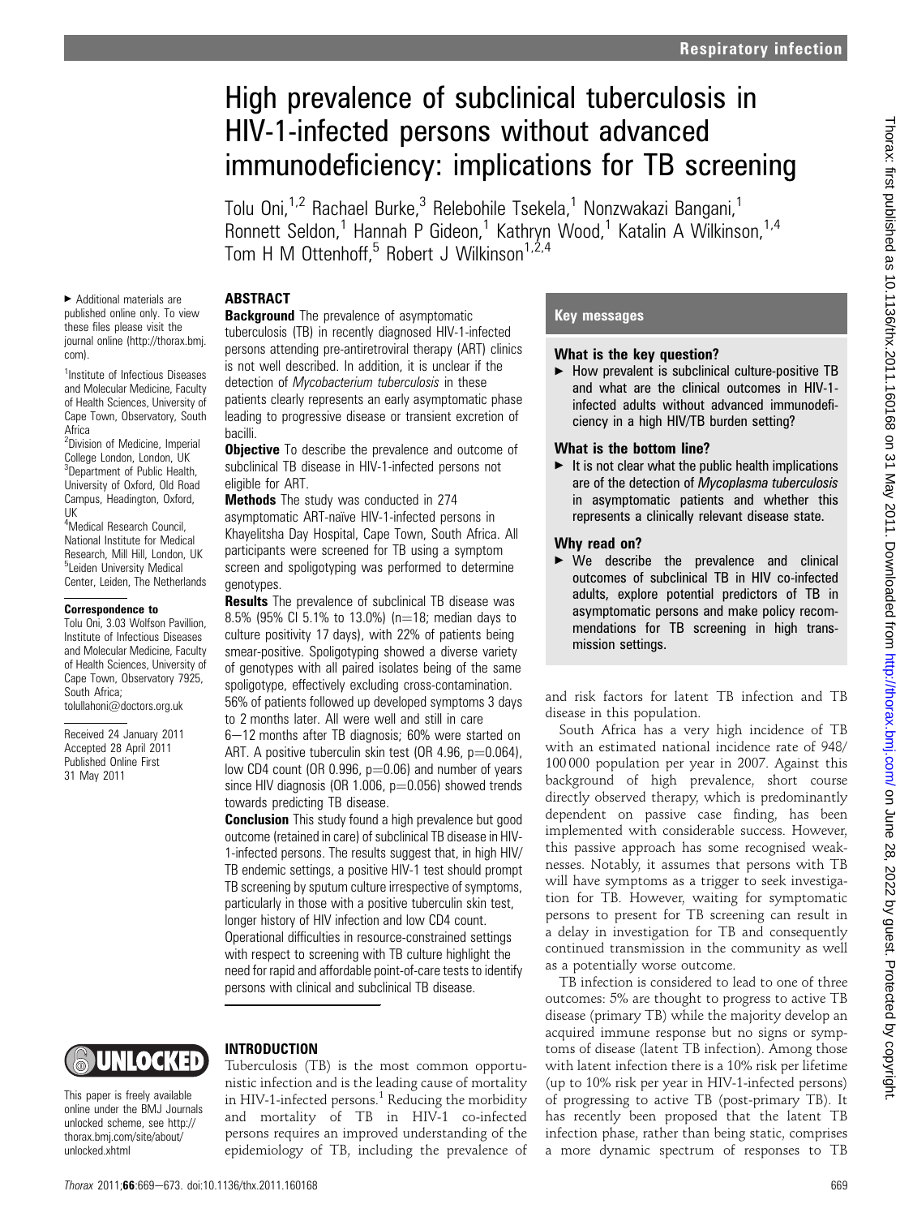# High prevalence of subclinical tuberculosis in HIV-1-infected persons without advanced immunodeficiency: implications for TB screening

Tolu Oni,[1,2] Rachael Burke,[3] Relebohile Tsekela,[1] Nonzwakazi Bangani,[1] Ronnett Seldon,[1] Hannah P Gideon,[1] Kathryn Wood,[1] Katalin A Wilkinson,[1,4] Tom H M Ottenhoff,[5] Robert J Wilkinson[1,2,4]

▸ Additional materials are published online only. To view these files please visit the journal online (http://thorax.bmj.com).

[1]Institute of Infectious Diseases and Molecular Medicine, Faculty of Health Sciences, University of Cape Town, Observatory, South Africa
[2]Division of Medicine, Imperial College London, London, UK
[3]Department of Public Health, University of Oxford, Old Road Campus, Headington, Oxford, UK
[4]Medical Research Council, National Institute for Medical Research, Mill Hill, London, UK
[5]Leiden University Medical Center, Leiden, The Netherlands

**Correspondence to**
Tolu Oni, 3.03 Wolfson Pavillion, Institute of Infectious Diseases and Molecular Medicine, Faculty of Health Sciences, University of Cape Town, Observatory 7925, South Africa; tolullahoni@doctors.org.uk

Received 24 January 2011
Accepted 28 April 2011
Published Online First
31 May 2011

## ABSTRACT

**Background** The prevalence of asymptomatic tuberculosis (TB) in recently diagnosed HIV-1-infected persons attending pre-antiretroviral therapy (ART) clinics is not well described. In addition, it is unclear if the detection of *Mycobacterium tuberculosis* in these patients clearly represents an early asymptomatic phase leading to progressive disease or transient excretion of bacilli.

**Objective** To describe the prevalence and outcome of subclinical TB disease in HIV-1-infected persons not eligible for ART.

**Methods** The study was conducted in 274 asymptomatic ART-naïve HIV-1-infected persons in Khayelitsha Day Hospital, Cape Town, South Africa. All participants were screened for TB using a symptom screen and spoligotyping was performed to determine genotypes.

**Results** The prevalence of subclinical TB disease was 8.5% (95% CI 5.1% to 13.0%) (n=18; median days to culture positivity 17 days), with 22% of patients being smear-positive. Spoligotyping showed a diverse variety of genotypes with all paired isolates being of the same spoligotype, effectively excluding cross-contamination. 56% of patients followed up developed symptoms 3 days to 2 months later. All were well and still in care 6–12 months after TB diagnosis; 60% were started on ART. A positive tuberculin skin test (OR 4.96, p=0.064), low CD4 count (OR 0.996, p=0.06) and number of years since HIV diagnosis (OR 1.006, p=0.056) showed trends towards predicting TB disease.

**Conclusion** This study found a high prevalence but good outcome (retained in care) of subclinical TB disease in HIV-1-infected persons. The results suggest that, in high HIV/TB endemic settings, a positive HIV-1 test should prompt TB screening by sputum culture irrespective of symptoms, particularly in those with a positive tuberculin skin test, longer history of HIV infection and low CD4 count. Operational difficulties in resource-constrained settings with respect to screening with TB culture highlight the need for rapid and affordable point-of-care tests to identify persons with clinical and subclinical TB disease.

## Key messages

### What is the key question?

▸ How prevalent is subclinical culture-positive TB and what are the clinical outcomes in HIV-1-infected adults without advanced immunodeficiency in a high HIV/TB burden setting?

### What is the bottom line?

▸ It is not clear what the public health implications are of the detection of *Mycoplasma tuberculosis* in asymptomatic patients and whether this represents a clinically relevant disease state.

### Why read on?

▸ We describe the prevalence and clinical outcomes of subclinical TB in HIV co-infected adults, explore potential predictors of TB in asymptomatic persons and make policy recommendations for TB screening in high transmission settings.

This paper is freely available online under the BMJ Journals unlocked scheme, see http://thorax.bmj.com/site/about/unlocked.xhtml

## INTRODUCTION

Tuberculosis (TB) is the most common opportunistic infection and is the leading cause of mortality in HIV-1-infected persons.[1] Reducing the morbidity and mortality of TB in HIV-1 co-infected persons requires an improved understanding of the epidemiology of TB, including the prevalence of and risk factors for latent TB infection and TB disease in this population.

South Africa has a very high incidence of TB with an estimated national incidence rate of 948/100 000 population per year in 2007. Against this background of high prevalence, short course directly observed therapy, which is predominantly dependent on passive case finding, has been implemented with considerable success. However, this passive approach has some recognised weaknesses. Notably, it assumes that persons with TB will have symptoms as a trigger to seek investigation for TB. However, waiting for symptomatic persons to present for TB screening can result in a delay in investigation for TB and consequently continued transmission in the community as well as a potentially worse outcome.

TB infection is considered to lead to one of three outcomes: 5% are thought to progress to active TB disease (primary TB) while the majority develop an acquired immune response but no signs or symptoms of disease (latent TB infection). Among those with latent infection there is a 10% risk per lifetime (up to 10% risk per year in HIV-1-infected persons) of progressing to active TB (post-primary TB). It has recently been proposed that the latent TB infection phase, rather than being static, comprises a more dynamic spectrum of responses to TB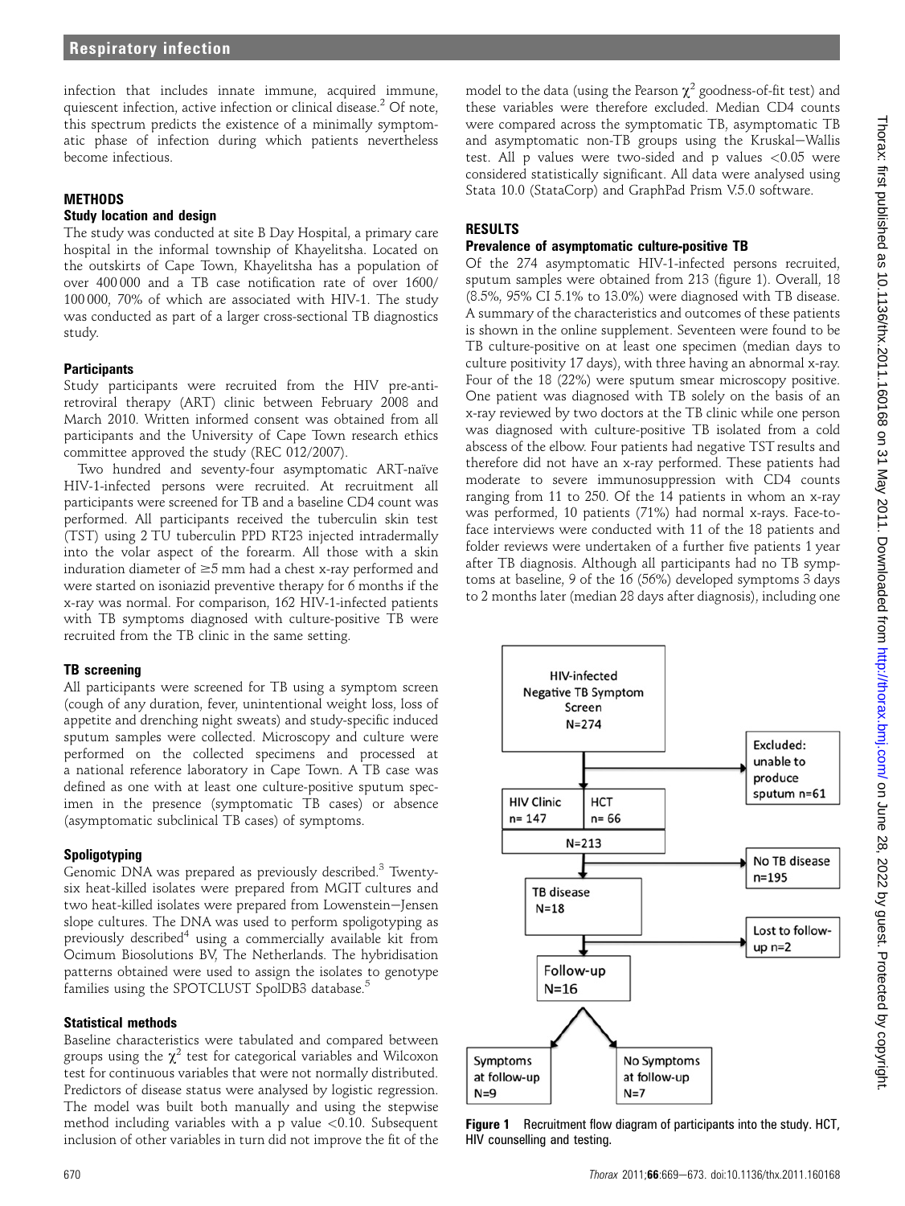infection that includes innate immune, acquired immune, quiescent infection, active infection or clinical disease.[2] Of note, this spectrum predicts the existence of a minimally symptomatic phase of infection during which patients nevertheless become infectious.

## METHODS

### Study location and design

The study was conducted at site B Day Hospital, a primary care hospital in the informal township of Khayelitsha. Located on the outskirts of Cape Town, Khayelitsha has a population of over 400 000 and a TB case notification rate of over 1600/100 000, 70% of which are associated with HIV-1. The study was conducted as part of a larger cross-sectional TB diagnostics study.

### Participants

Study participants were recruited from the HIV pre-antiretroviral therapy (ART) clinic between February 2008 and March 2010. Written informed consent was obtained from all participants and the University of Cape Town research ethics committee approved the study (REC 012/2007).

Two hundred and seventy-four asymptomatic ART-naïve HIV-1-infected persons were recruited. At recruitment all participants were screened for TB and a baseline CD4 count was performed. All participants received the tuberculin skin test (TST) using 2 TU tuberculin PPD RT23 injected intradermally into the volar aspect of the forearm. All those with a skin induration diameter of ≥5 mm had a chest x-ray performed and were started on isoniazid preventive therapy for 6 months if the x-ray was normal. For comparison, 162 HIV-1-infected patients with TB symptoms diagnosed with culture-positive TB were recruited from the TB clinic in the same setting.

### TB screening

All participants were screened for TB using a symptom screen (cough of any duration, fever, unintentional weight loss, loss of appetite and drenching night sweats) and study-specific induced sputum samples were collected. Microscopy and culture were performed on the collected specimens and processed at a national reference laboratory in Cape Town. A TB case was defined as one with at least one culture-positive sputum specimen in the presence (symptomatic TB cases) or absence (asymptomatic subclinical TB cases) of symptoms.

### Spoligotyping

Genomic DNA was prepared as previously described.[3] Twenty-six heat-killed isolates were prepared from MGIT cultures and two heat-killed isolates were prepared from Lowenstein–Jensen slope cultures. The DNA was used to perform spoligotyping as previously described[4] using a commercially available kit from Ocimum Biosolutions BV, The Netherlands. The hybridisation patterns obtained were used to assign the isolates to genotype families using the SPOTCLUST SpolDB3 database.[5]

### Statistical methods

Baseline characteristics were tabulated and compared between groups using the $\chi^2$ test for categorical variables and Wilcoxon test for continuous variables that were not normally distributed. Predictors of disease status were analysed by logistic regression. The model was built both manually and using the stepwise method including variables with a p value <0.10. Subsequent inclusion of other variables in turn did not improve the fit of the model to the data (using the Pearson $\chi^2$ goodness-of-fit test) and these variables were therefore excluded. Median CD4 counts were compared across the symptomatic TB, asymptomatic TB and asymptomatic non-TB groups using the Kruskal–Wallis test. All p values were two-sided and p values <0.05 were considered statistically significant. All data were analysed using Stata 10.0 (StataCorp) and GraphPad Prism V.5.0 software.

## RESULTS

### Prevalence of asymptomatic culture-positive TB

Of the 274 asymptomatic HIV-1-infected persons recruited, sputum samples were obtained from 213 (figure 1). Overall, 18 (8.5%, 95% CI 5.1% to 13.0%) were diagnosed with TB disease. A summary of the characteristics and outcomes of these patients is shown in the online supplement. Seventeen were found to be TB culture-positive on at least one specimen (median days to culture positivity 17 days), with three having an abnormal x-ray. Four of the 18 (22%) were sputum smear microscopy positive. One patient was diagnosed with TB solely on the basis of an x-ray reviewed by two doctors at the TB clinic while one person was diagnosed with culture-positive TB isolated from a cold abscess of the elbow. Four patients had negative TST results and therefore did not have an x-ray performed. These patients had moderate to severe immunosuppression with CD4 counts ranging from 11 to 250. Of the 14 patients in whom an x-ray was performed, 10 patients (71%) had normal x-rays. Face-to-face interviews were conducted with 11 of the 18 patients and folder reviews were undertaken of a further five patients 1 year after TB diagnosis. Although all participants had no TB symptoms at baseline, 9 of the 16 (56%) developed symptoms 3 days to 2 months later (median 28 days after diagnosis), including one

HIV-infected Negative TB Symptom Screen N=274

Excluded: unable to produce sputum n=61

HIV Clinic n= 147 | HCT n= 66

N=213

No TB disease n=195

TB disease N=18

Lost to follow-up n=2

Follow-up N=16

Symptoms at follow-up N=9 | No Symptoms at follow-up N=7

**Figure 1** Recruitment flow diagram of participants into the study. HCT, HIV counselling and testing.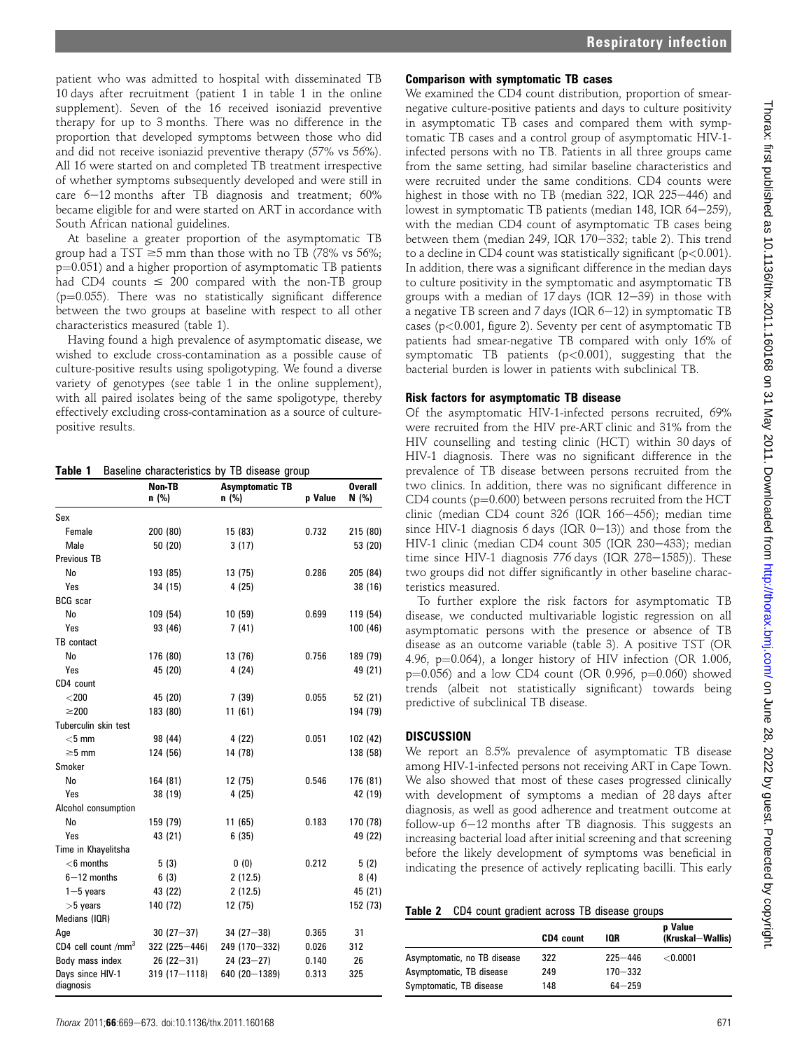patient who was admitted to hospital with disseminated TB 10 days after recruitment (patient 1 in table 1 in the online supplement). Seven of the 16 received isoniazid preventive therapy for up to 3 months. There was no difference in the proportion that developed symptoms between those who did and did not receive isoniazid preventive therapy (57% vs 56%). All 16 were started on and completed TB treatment irrespective of whether symptoms subsequently developed and were still in care 6–12 months after TB diagnosis and treatment; 60% became eligible for and were started on ART in accordance with South African national guidelines.

At baseline a greater proportion of the asymptomatic TB group had a TST ≥5 mm than those with no TB (78% vs 56%; p=0.051) and a higher proportion of asymptomatic TB patients had CD4 counts ≤ 200 compared with the non-TB group (p=0.055). There was no statistically significant difference between the two groups at baseline with respect to all other characteristics measured (table 1).

Having found a high prevalence of asymptomatic disease, we wished to exclude cross-contamination as a possible cause of culture-positive results using spoligotyping. We found a diverse variety of genotypes (see table 1 in the online supplement), with all paired isolates being of the same spoligotype, thereby effectively excluding cross-contamination as a source of culture-positive results.

**Table 1** Baseline characteristics by TB disease group

| | Non-TB n (%) | Asymptomatic TB n (%) | p Value | Overall N (%) |
|---|---|---|---|---|
| Sex | | | | |
| Female | 200 (80) | 15 (83) | 0.732 | 215 (80) |
| Male | 50 (20) | 3 (17) | | 53 (20) |
| Previous TB | | | | |
| No | 193 (85) | 13 (75) | 0.286 | 205 (84) |
| Yes | 34 (15) | 4 (25) | | 38 (16) |
| BCG scar | | | | |
| No | 109 (54) | 10 (59) | 0.699 | 119 (54) |
| Yes | 93 (46) | 7 (41) | | 100 (46) |
| TB contact | | | | |
| No | 176 (80) | 13 (76) | 0.756 | 189 (79) |
| Yes | 45 (20) | 4 (24) | | 49 (21) |
| CD4 count | | | | |
| <200 | 45 (20) | 7 (39) | 0.055 | 52 (21) |
| ≥200 | 183 (80) | 11 (61) | | 194 (79) |
| Tuberculin skin test | | | | |
| <5 mm | 98 (44) | 4 (22) | 0.051 | 102 (42) |
| ≥5 mm | 124 (56) | 14 (78) | | 138 (58) |
| Smoker | | | | |
| No | 164 (81) | 12 (75) | 0.546 | 176 (81) |
| Yes | 38 (19) | 4 (25) | | 42 (19) |
| Alcohol consumption | | | | |
| No | 159 (79) | 11 (65) | 0.183 | 170 (78) |
| Yes | 43 (21) | 6 (35) | | 49 (22) |
| Time in Khayelitsha | | | | |
| <6 months | 5 (3) | 0 (0) | 0.212 | 5 (2) |
| 6–12 months | 6 (3) | 2 (12.5) | | 8 (4) |
| 1–5 years | 43 (22) | 2 (12.5) | | 45 (21) |
| >5 years | 140 (72) | 12 (75) | | 152 (73) |
| Medians (IQR) | | | | |
| Age | 30 (27–37) | 34 (27–38) | 0.365 | 31 |
| CD4 cell count /mm$^3$ | 322 (225–446) | 249 (170–332) | 0.026 | 312 |
| Body mass index | 26 (22–31) | 24 (23–27) | 0.140 | 26 |
| Days since HIV-1 diagnosis | 319 (17–1118) | 640 (20–1389) | 0.313 | 325 |

### Comparison with symptomatic TB cases

We examined the CD4 count distribution, proportion of smear-negative culture-positive patients and days to culture positivity in asymptomatic TB cases and compared them with symptomatic TB cases and a control group of asymptomatic HIV-1-infected persons with no TB. Patients in all three groups came from the same setting, had similar baseline characteristics and were recruited under the same conditions. CD4 counts were highest in those with no TB (median 322, IQR 225–446) and lowest in symptomatic TB patients (median 148, IQR 64–259), with the median CD4 count of asymptomatic TB cases being between them (median 249, IQR 170–332; table 2). This trend to a decline in CD4 count was statistically significant (p<0.001). In addition, there was a significant difference in the median days to culture positivity in the symptomatic and asymptomatic TB groups with a median of 17 days (IQR 12–39) in those with a negative TB screen and 7 days (IQR 6–12) in symptomatic TB cases (p<0.001, figure 2). Seventy per cent of asymptomatic TB patients had smear-negative TB compared with only 16% of symptomatic TB patients (p<0.001), suggesting that the bacterial burden is lower in patients with subclinical TB.

### Risk factors for asymptomatic TB disease

Of the asymptomatic HIV-1-infected persons recruited, 69% were recruited from the HIV pre-ART clinic and 31% from the HIV counselling and testing clinic (HCT) within 30 days of HIV-1 diagnosis. There was no significant difference in the prevalence of TB disease between persons recruited from the two clinics. In addition, there was no significant difference in CD4 counts (p=0.600) between persons recruited from the HCT clinic (median CD4 count 326 (IQR 166–456); median time since HIV-1 diagnosis 6 days (IQR 0–13)) and those from the HIV-1 clinic (median CD4 count 305 (IQR 230–433); median time since HIV-1 diagnosis 776 days (IQR 278–1585)). These two groups did not differ significantly in other baseline characteristics measured.

To further explore the risk factors for asymptomatic TB disease, we conducted multivariable logistic regression on all asymptomatic persons with the presence or absence of TB disease as an outcome variable (table 3). A positive TST (OR 4.96, p=0.064), a longer history of HIV infection (OR 1.006, p=0.056) and a low CD4 count (OR 0.996, p=0.060) showed trends (albeit not statistically significant) towards being predictive of subclinical TB disease.

## DISCUSSION

We report an 8.5% prevalence of asymptomatic TB disease among HIV-1-infected persons not receiving ART in Cape Town. We also showed that most of these cases progressed clinically with development of symptoms a median of 28 days after diagnosis, as well as good adherence and treatment outcome at follow-up 6–12 months after TB diagnosis. This suggests an increasing bacterial load after initial screening and that screening before the likely development of symptoms was beneficial in indicating the presence of actively replicating bacilli. This early

**Table 2** CD4 count gradient across TB disease groups

| | CD4 count | IQR | p Value (Kruskal–Wallis) |
|---|---|---|---|
| Asymptomatic, no TB disease | 322 | 225–446 | <0.0001 |
| Asymptomatic, TB disease | 249 | 170–332 | |
| Symptomatic, TB disease | 148 | 64–259 | |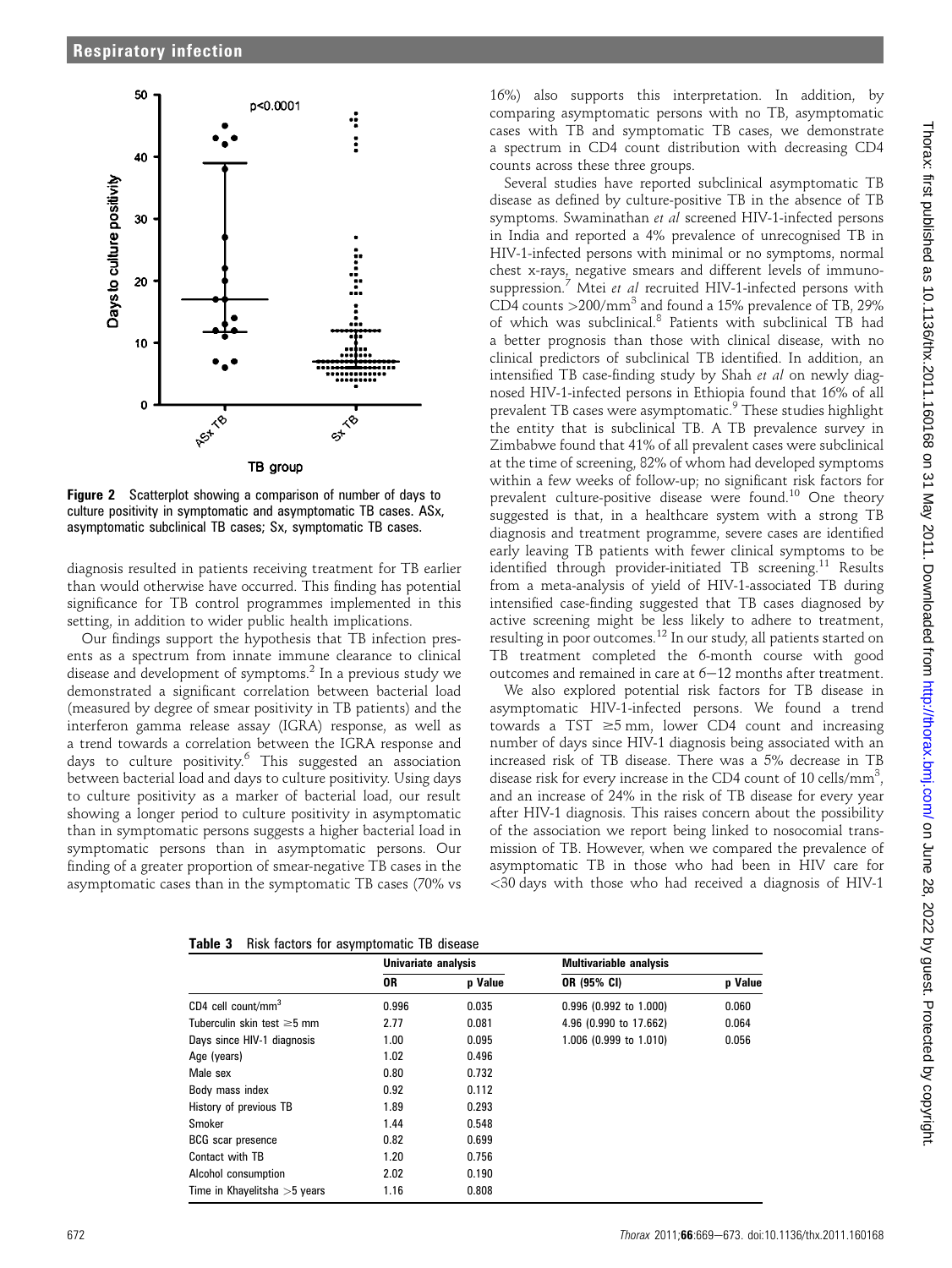**Figure 2** Scatterplot showing a comparison of number of days to culture positivity in symptomatic and asymptomatic TB cases. ASx, asymptomatic subclinical TB cases; Sx, symptomatic TB cases.

diagnosis resulted in patients receiving treatment for TB earlier than would otherwise have occurred. This finding has potential significance for TB control programmes implemented in this setting, in addition to wider public health implications.

Our findings support the hypothesis that TB infection presents as a spectrum from innate immune clearance to clinical disease and development of symptoms.[2] In a previous study we demonstrated a significant correlation between bacterial load (measured by degree of smear positivity in TB patients) and the interferon gamma release assay (IGRA) response, as well as a trend towards a correlation between the IGRA response and days to culture positivity.[6] This suggested an association between bacterial load and days to culture positivity. Using days to culture positivity as a marker of bacterial load, our result showing a longer period to culture positivity in asymptomatic than in symptomatic persons suggests a higher bacterial load in symptomatic persons than in asymptomatic persons. Our finding of a greater proportion of smear-negative TB cases in the asymptomatic cases than in the symptomatic TB cases (70% vs 16%) also supports this interpretation. In addition, by comparing asymptomatic persons with no TB, asymptomatic cases with TB and symptomatic TB cases, we demonstrate a spectrum in CD4 count distribution with decreasing CD4 counts across these three groups.

Several studies have reported subclinical asymptomatic TB disease as defined by culture-positive TB in the absence of TB symptoms. Swaminathan *et al* screened HIV-1-infected persons in India and reported a 4% prevalence of unrecognised TB in HIV-1-infected persons with minimal or no symptoms, normal chest x-rays, negative smears and different levels of immunosuppression.[7] Mtei *et al* recruited HIV-1-infected persons with CD4 counts >200/mm$^3$ and found a 15% prevalence of TB, 29% of which was subclinical.[8] Patients with subclinical TB had a better prognosis than those with clinical disease, with no clinical predictors of subclinical TB identified. In addition, an intensified TB case-finding study by Shah *et al* on newly diagnosed HIV-1-infected persons in Ethiopia found that 16% of all prevalent TB cases were asymptomatic.[9] These studies highlight the entity that is subclinical TB. A TB prevalence survey in Zimbabwe found that 41% of all prevalent cases were subclinical at the time of screening, 82% of whom had developed symptoms within a few weeks of follow-up; no significant risk factors for prevalent culture-positive disease were found.[10] One theory suggested is that, in a healthcare system with a strong TB diagnosis and treatment programme, severe cases are identified early leaving TB patients with fewer clinical symptoms to be identified through provider-initiated TB screening.[11] Results from a meta-analysis of yield of HIV-1-associated TB during intensified case-finding suggested that TB cases diagnosed by active screening might be less likely to adhere to treatment, resulting in poor outcomes.[12] In our study, all patients started on TB treatment completed the 6-month course with good outcomes and remained in care at 6–12 months after treatment.

We also explored potential risk factors for TB disease in asymptomatic HIV-1-infected persons. We found a trend towards a TST ≥5 mm, lower CD4 count and increasing number of days since HIV-1 diagnosis being associated with an increased risk of TB disease. There was a 5% decrease in TB disease risk for every increase in the CD4 count of 10 cells/mm$^3$, and an increase of 24% in the risk of TB disease for every year after HIV-1 diagnosis. This raises concern about the possibility of the association we report being linked to nosocomial transmission of TB. However, when we compared the prevalence of asymptomatic TB in those who had been in HIV care for <30 days with those who had received a diagnosis of HIV-1

**Table 3** Risk factors for asymptomatic TB disease

| | Univariate analysis | | Multivariable analysis | |
|---|---|---|---|---|
| | OR | p Value | OR (95% CI) | p Value |
| CD4 cell count/mm$^3$ | 0.996 | 0.035 | 0.996 (0.992 to 1.000) | 0.060 |
| Tuberculin skin test ≥5 mm | 2.77 | 0.081 | 4.96 (0.990 to 17.662) | 0.064 |
| Days since HIV-1 diagnosis | 1.00 | 0.095 | 1.006 (0.999 to 1.010) | 0.056 |
| Age (years) | 1.02 | 0.496 | | |
| Male sex | 0.80 | 0.732 | | |
| Body mass index | 0.92 | 0.112 | | |
| History of previous TB | 1.89 | 0.293 | | |
| Smoker | 1.44 | 0.548 | | |
| BCG scar presence | 0.82 | 0.699 | | |
| Contact with TB | 1.20 | 0.756 | | |
| Alcohol consumption | 2.02 | 0.190 | | |
| Time in Khayelitsha >5 years | 1.16 | 0.808 | | |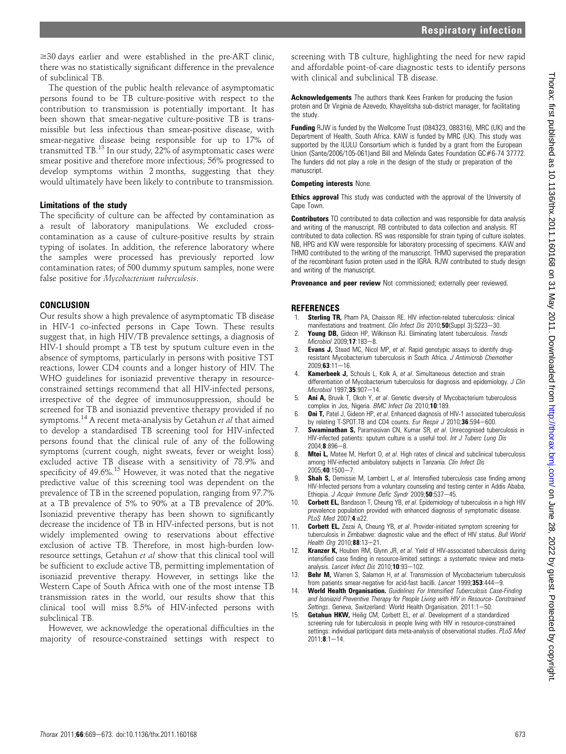≥30 days earlier and were established in the pre-ART clinic, there was no statistically significant difference in the prevalence of subclinical TB.

The question of the public health relevance of asymptomatic persons found to be TB culture-positive with respect to the contribution to transmission is potentially important. It has been shown that smear-negative culture-positive TB is transmissible but less infectious than smear-positive disease, with smear-negative disease being responsible for up to 17% of transmitted TB.[13] In our study, 22% of asymptomatic cases were smear positive and therefore more infectious; 56% progressed to develop symptoms within 2 months, suggesting that they would ultimately have been likely to contribute to transmission.

### Limitations of the study

The specificity of culture can be affected by contamination as a result of laboratory manipulations. We excluded cross-contamination as a cause of culture-positive results by strain typing of isolates. In addition, the reference laboratory where the samples were processed has previously reported low contamination rates; of 500 dummy sputum samples, none were false positive for *Mycobacterium tuberculosis*.

## CONCLUSION

Our results show a high prevalence of asymptomatic TB disease in HIV-1 co-infected persons in Cape Town. These results suggest that, in high HIV/TB prevalence settings, a diagnosis of HIV-1 should prompt a TB test by sputum culture even in the absence of symptoms, particularly in persons with positive TST reactions, lower CD4 counts and a longer history of HIV. The WHO guidelines for isoniazid preventive therapy in resource-constrained settings recommend that all HIV-infected persons, irrespective of the degree of immunosuppression, should be screened for TB and isoniazid preventive therapy provided if no symptoms.[14] A recent meta-analysis by Getahun *et al* that aimed to develop a standardised TB screening tool for HIV-infected persons found that the clinical rule of any of the following symptoms (current cough, night sweats, fever or weight loss) excluded active TB disease with a sensitivity of 78.9% and specificity of 49.6%.[15] However, it was noted that the negative predictive value of this screening tool was dependent on the prevalence of TB in the screened population, ranging from 97.7% at a TB prevalence of 5% to 90% at a TB prevalence of 20%. Isoniazid preventive therapy has been shown to significantly decrease the incidence of TB in HIV-infected persons, but is not widely implemented owing to reservations about effective exclusion of active TB. Therefore, in most high-burden low-resource settings, Getahun *et al* show that this clinical tool will be sufficient to exclude active TB, permitting implementation of isoniazid preventive therapy. However, in settings like the Western Cape of South Africa with one of the most intense TB transmission rates in the world, our results show that this clinical tool will miss 8.5% of HIV-infected persons with subclinical TB.

However, we acknowledge the operational difficulties in the majority of resource-constrained settings with respect to screening with TB culture, highlighting the need for new rapid and affordable point-of-care diagnostic tests to identify persons with clinical and subclinical TB disease.

**Acknowledgements** The authors thank Kees Franken for producing the fusion protein and Dr Virginia de Azevedo, Khayelitsha sub-district manager, for facilitating the study.

**Funding** RJW is funded by the Wellcome Trust (084323, 088316), MRC (UK) and the Department of Health, South Africa. KAW is funded by MRC (UK). This study was supported by the ILULU Consortium which is funded by a grant from the European Union (Sante/2006/105-061)and Bill and Melinda Gates Foundation GC#6-74 37772. The funders did not play a role in the design of the study or preparation of the manuscript.

**Competing interests** None.

**Ethics approval** This study was conducted with the approval of the University of Cape Town.

**Contributors** TO contributed to data collection and was responsible for data analysis and writing of the manuscript. RB contributed to data collection and analysis. RT contributed to data collection. RS was responsible for strain typing of culture isolates. NB, HPG and KW were responsible for laboratory processing of specimens. KAW and THMO contributed to the writing of the manuscript. THMO supervised the preparation of the recombinant fusion protein used in the IGRA. RJW contributed to study design and writing of the manuscript.

**Provenance and peer review** Not commissioned; externally peer reviewed.

## REFERENCES

1. **Sterling TR,** Pham PA, Chaisson RE. HIV infection-related tuberculosis: clinical manifestations and treatment. *Clin Infect Dis* 2010;**50**(Suppl 3):S223–30.
2. **Young DB,** Gideon HP, Wilkinson RJ. Eliminating latent tuberculosis. *Trends Microbiol* 2009;**17**:183–8.
3. **Evans J,** Stead MC, Nicol MP, *et al*. Rapid genotypic assays to identify drug-resistant Mycobacterium tuberculosis in South Africa. *J Antimicrob Chemother* 2009;**63**:11–16.
4. **Kamerbeek J,** Schouls L, Kolk A, *et al*. Simultaneous detection and strain differentiation of Mycobacterium tuberculosis for diagnosis and epidemiology. *J Clin Microbiol* 1997;**35**:907–14.
5. **Ani A,** Bruvik T, Okoh Y, *et al*. Genetic diversity of Mycobacterium tuberculosis complex in Jos, Nigeria. *BMC Infect Dis* 2010;**10**:189.
6. **Oni T,** Patel J, Gideon HP, *et al*. Enhanced diagnosis of HIV-1 associated tuberculosis by relating T-SPOT.TB and CD4 counts. *Eur Respir J* 2010;**36**:594–600.
7. **Swaminathan S,** Paramasivan CN, Kumar SR, *et al*. Unrecognised tuberculosis in HIV-infected patients: sputum culture is a useful tool. *Int J Tuberc Lung Dis* 2004;**8**:896–8.
8. **Mtei L,** Matee M, Herfort O, *et al*. High rates of clinical and subclinical tuberculosis among HIV-infected ambulatory subjects in Tanzania. *Clin Infect Dis* 2005;**40**:1500–7.
9. **Shah S,** Demissie M, Lambert L, *et al*. Intensified tuberculosis case finding among HIV-Infected persons from a voluntary counseling and testing center in Addis Ababa, Ethiopia. *J Acquir Immune Defic Syndr* 2009;**50**:537–45.
10. **Corbett EL,** Bandason T, Cheung YB, *et al*. Epidemiology of tuberculosis in a high HIV prevalence population provided with enhanced diagnosis of symptomatic disease. *PLoS Med* 2007;**4**:e22.
11. **Corbett EL,** Zezai A, Cheung YB, *et al*. Provider-initiated symptom screening for tuberculosis in Zimbabwe: diagnostic value and the effect of HIV status. *Bull World Health Org* 2010;**88**:13–21.
12. **Kranzer K,** Houben RM, Glynn JR, *et al*. Yield of HIV-associated tuberculosis during intensified case finding in resource-limited settings: a systematic review and meta-analysis. *Lancet Infect Dis* 2010;**10**:93–102.
13. **Behr M,** Warren S, Salamon H, *et al*. Transmission of Mycobacterium tuberculosis from patients smear-negative for acid-fast bacilli. *Lancet* 1999;**353**:444–9.
14. **World Health Organisation.** *Guidelines For Intensified Tuberculosis Case-Finding and Isoniazid Preventive Therapy for People Living with HIV in Resource- Constrained Settings*. Geneva, Switzerland: World Health Organisation. 2011:1–50.
15. **Getahun HKW,** Heilig CM, Corbett EL, *et al*. Development of a standardized screening rule for tuberculosis in people living with HIV in resource-constrained settings: individual participant data meta-analysis of observational studies. *PLoS Med* 2011;**8**:1–14.